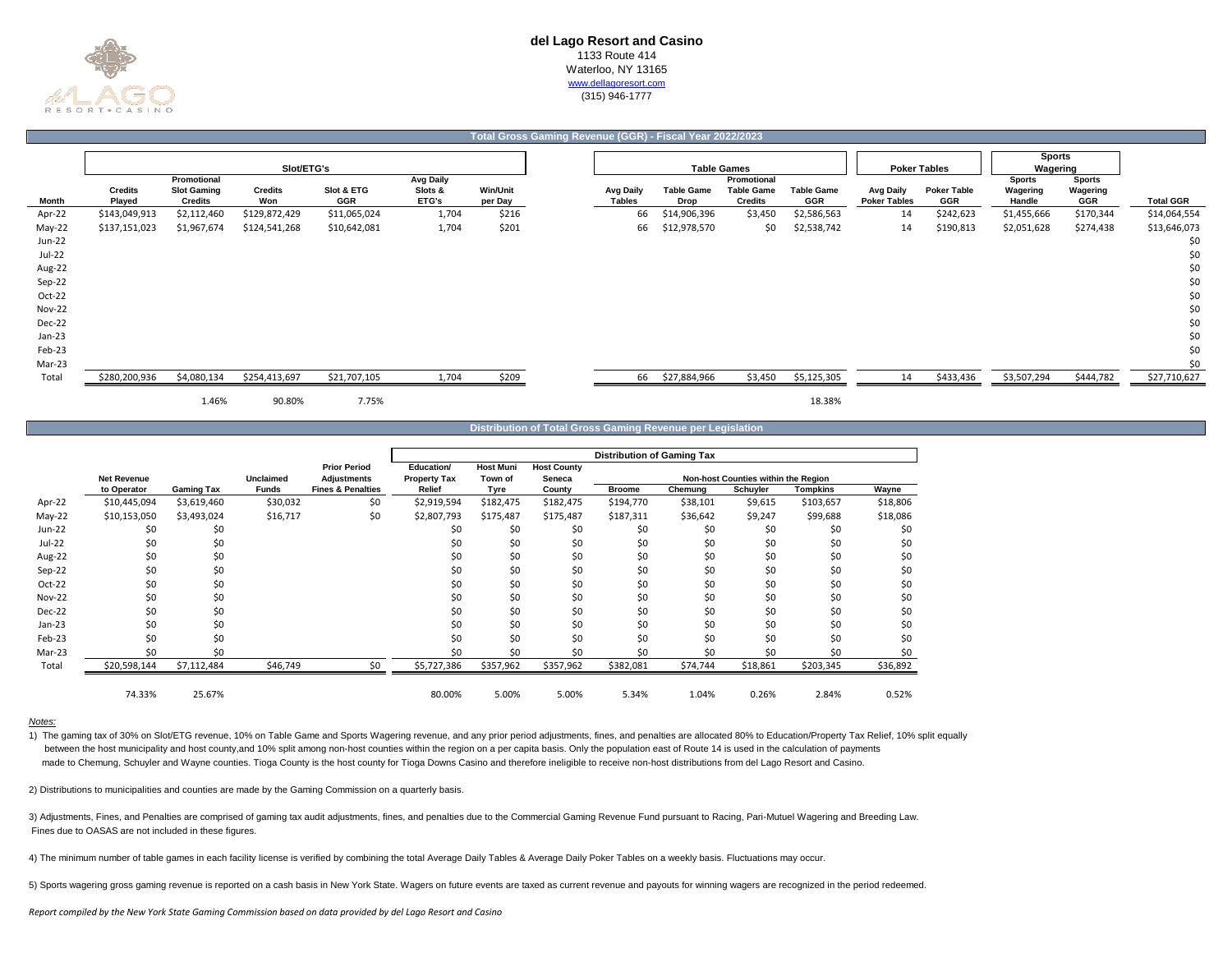# del Lago Resort and Casino

1133 Route 414
Waterloo, NY 13165
www.dellagoresort.com
(315) 946-1777

## Total Gross Gaming Revenue (GGR) - Fiscal Year 2022/2023

| | Slot/ETG's | | | | | | Table Games | | | | Poker Tables | | Sports Wagering | | |
|---|---|---|---|---|---|---|---|---|---|---|---|---|---|---|---|
| Month | Credits Played | Promotional Slot Gaming Credits | Credits Won | Slot & ETG GGR | Avg Daily Slots & ETG's | Win/Unit per Day | Avg Daily Tables | Table Game Drop | Promotional Table Game Credits | Table Game GGR | Avg Daily Poker Tables | Poker Table GGR | Sports Wagering Handle | Sports Wagering GGR | Total GGR |
| Apr-22 | $143,049,913 | $2,112,460 | $129,872,429 | $11,065,024 | 1,704 | $216 | 66 | $14,906,396 | $3,450 | $2,586,563 | 14 | $242,623 | $1,455,666 | $170,344 | $14,064,554 |
| May-22 | $137,151,023 | $1,967,674 | $124,541,268 | $10,642,081 | 1,704 | $201 | 66 | $12,978,570 | $0 | $2,538,742 | 14 | $190,813 | $2,051,628 | $274,438 | $13,646,073 |
| Jun-22 | | | | | | | | | | | | | | | $0 |
| Jul-22 | | | | | | | | | | | | | | | $0 |
| Aug-22 | | | | | | | | | | | | | | | $0 |
| Sep-22 | | | | | | | | | | | | | | | $0 |
| Oct-22 | | | | | | | | | | | | | | | $0 |
| Nov-22 | | | | | | | | | | | | | | | $0 |
| Dec-22 | | | | | | | | | | | | | | | $0 |
| Jan-23 | | | | | | | | | | | | | | | $0 |
| Feb-23 | | | | | | | | | | | | | | | $0 |
| Mar-23 | | | | | | | | | | | | | | | $0 |
| Total | $280,200,936 | $4,080,134 | $254,413,697 | $21,707,105 | 1,704 | $209 | 66 | $27,884,966 | $3,450 | $5,125,305 | 14 | $433,436 | $3,507,294 | $444,782 | $27,710,627 |
| | | 1.46% | 90.80% | 7.75% | | | | | | 18.38% | | | | | |

## Distribution of Total Gross Gaming Revenue per Legislation

| | | | | | Distribution of Gaming Tax | | | | | | | | |
|---|---|---|---|---|---|---|---|---|---|---|---|---|---|
| | | | | | | | | Non-host Counties within the Region | | | | | |
| Month | Net Revenue to Operator | Gaming Tax | Unclaimed Funds | Prior Period Adjustments Fines & Penalties | Education/ Property Tax Relief | Host Muni Town of Tyre | Host County Seneca County | Broome | Chemung | Schuyler | Tompkins | Wayne |
| Apr-22 | $10,445,094 | $3,619,460 | $30,032 | $0 | $2,919,594 | $182,475 | $182,475 | $194,770 | $38,101 | $9,615 | $103,657 | $18,806 |
| May-22 | $10,153,050 | $3,493,024 | $16,717 | $0 | $2,807,793 | $175,487 | $175,487 | $187,311 | $36,642 | $9,247 | $99,688 | $18,086 |
| Jun-22 | $0 | $0 | | | $0 | $0 | $0 | $0 | $0 | $0 | $0 | $0 |
| Jul-22 | $0 | $0 | | | $0 | $0 | $0 | $0 | $0 | $0 | $0 | $0 |
| Aug-22 | $0 | $0 | | | $0 | $0 | $0 | $0 | $0 | $0 | $0 | $0 |
| Sep-22 | $0 | $0 | | | $0 | $0 | $0 | $0 | $0 | $0 | $0 | $0 |
| Oct-22 | $0 | $0 | | | $0 | $0 | $0 | $0 | $0 | $0 | $0 | $0 |
| Nov-22 | $0 | $0 | | | $0 | $0 | $0 | $0 | $0 | $0 | $0 | $0 |
| Dec-22 | $0 | $0 | | | $0 | $0 | $0 | $0 | $0 | $0 | $0 | $0 |
| Jan-23 | $0 | $0 | | | $0 | $0 | $0 | $0 | $0 | $0 | $0 | $0 |
| Feb-23 | $0 | $0 | | | $0 | $0 | $0 | $0 | $0 | $0 | $0 | $0 |
| Mar-23 | $0 | $0 | | | $0 | $0 | $0 | $0 | $0 | $0 | $0 | $0 |
| Total | $20,598,144 | $7,112,484 | $46,749 | $0 | $5,727,386 | $357,962 | $357,962 | $382,081 | $74,744 | $18,861 | $203,345 | $36,892 |
| | 74.33% | 25.67% | | | 80.00% | 5.00% | 5.00% | 5.34% | 1.04% | 0.26% | 2.84% | 0.52% |

*Notes:*

1) The gaming tax of 30% on Slot/ETG revenue, 10% on Table Game and Sports Wagering revenue, and any prior period adjustments, fines, and penalties are allocated 80% to Education/Property Tax Relief, 10% split equally between the host municipality and host county,and 10% split among non-host counties within the region on a per capita basis. Only the population east of Route 14 is used in the calculation of payments made to Chemung, Schuyler and Wayne counties. Tioga County is the host county for Tioga Downs Casino and therefore ineligible to receive non-host distributions from del Lago Resort and Casino.

2) Distributions to municipalities and counties are made by the Gaming Commission on a quarterly basis.

3) Adjustments, Fines, and Penalties are comprised of gaming tax audit adjustments, fines, and penalties due to the Commercial Gaming Revenue Fund pursuant to Racing, Pari-Mutuel Wagering and Breeding Law. Fines due to OASAS are not included in these figures.

4) The minimum number of table games in each facility license is verified by combining the total Average Daily Tables & Average Daily Poker Tables on a weekly basis. Fluctuations may occur.

5) Sports wagering gross gaming revenue is reported on a cash basis in New York State. Wagers on future events are taxed as current revenue and payouts for winning wagers are recognized in the period redeemed.

*Report compiled by the New York State Gaming Commission based on data provided by del Lago Resort and Casino*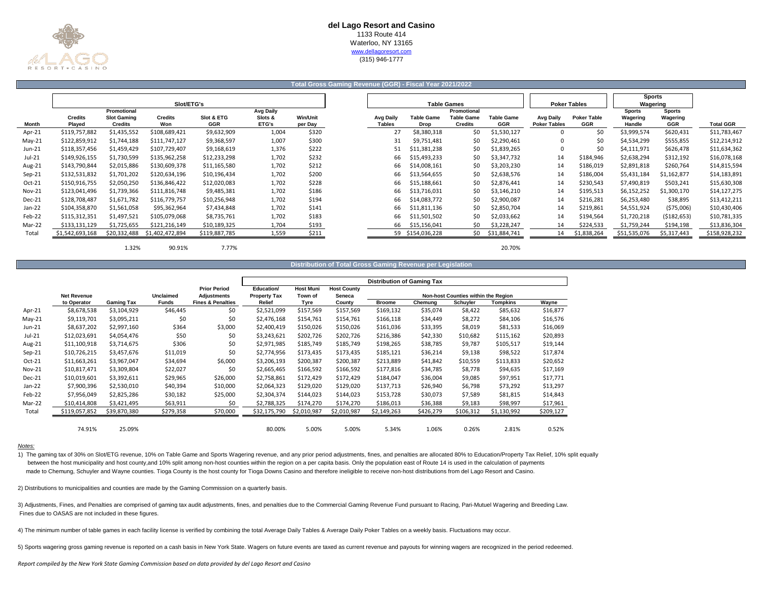# del Lago Resort and Casino

1133 Route 414
Waterloo, NY 13165
www.dellagoresort.com
(315) 946-1777

## Total Gross Gaming Revenue (GGR) - Fiscal Year 2021/2022

| | Slot/ETG's | | | | | | Table Games | | | | Poker Tables | | Sports Wagering | | |
|---|---|---|---|---|---|---|---|---|---|---|---|---|---|---|---|
| Month | Credits Played | Promotional Slot Gaming Credits | Credits Won | Slot & ETG GGR | Avg Daily Slots & ETG's | Win/Unit per Day | Avg Daily Tables | Table Game Drop | Promotional Table Game Credits | Table Game GGR | Avg Daily Poker Tables | Poker Table GGR | Sports Wagering Handle | Sports Wagering GGR | Total GGR |
| Apr-21 | $119,757,882 | $1,435,552 | $108,689,421 | $9,632,909 | 1,004 | $320 | 27 | $8,380,318 | $0 | $1,530,127 | 0 | $0 | $3,999,574 | $620,431 | $11,783,467 |
| May-21 | $122,859,912 | $1,744,188 | $111,747,127 | $9,368,597 | 1,007 | $300 | 31 | $9,751,481 | $0 | $2,290,461 | 0 | $0 | $4,534,299 | $555,855 | $12,214,912 |
| Jun-21 | $118,357,456 | $1,459,429 | $107,729,407 | $9,168,619 | 1,376 | $222 | 51 | $11,381,238 | $0 | $1,839,265 | 0 | $0 | $4,111,971 | $626,478 | $11,634,362 |
| Jul-21 | $149,926,155 | $1,730,599 | $135,962,258 | $12,233,298 | 1,702 | $232 | 66 | $15,493,233 | $0 | $3,347,732 | 14 | $184,946 | $2,638,294 | $312,192 | $16,078,168 |
| Aug-21 | $143,790,844 | $2,015,886 | $130,609,378 | $11,165,580 | 1,702 | $212 | 66 | $14,008,161 | $0 | $3,203,230 | 14 | $186,019 | $2,891,818 | $260,764 | $14,815,594 |
| Sep-21 | $132,531,832 | $1,701,202 | $120,634,196 | $10,196,434 | 1,702 | $200 | 66 | $13,564,655 | $0 | $2,638,576 | 14 | $186,004 | $5,431,184 | $1,162,877 | $14,183,891 |
| Oct-21 | $150,916,755 | $2,050,250 | $136,846,422 | $12,020,083 | 1,702 | $228 | 66 | $15,188,661 | $0 | $2,876,441 | 14 | $230,543 | $7,490,819 | $503,241 | $15,630,308 |
| Nov-21 | $123,041,496 | $1,739,366 | $111,816,748 | $9,485,381 | 1,702 | $186 | 66 | $13,716,031 | $0 | $3,146,210 | 14 | $195,513 | $6,152,252 | $1,300,170 | $14,127,275 |
| Dec-21 | $128,708,487 | $1,671,782 | $116,779,757 | $10,256,948 | 1,702 | $194 | 66 | $14,083,772 | $0 | $2,900,087 | 14 | $216,281 | $6,253,480 | $38,895 | $13,412,211 |
| Jan-22 | $104,358,870 | $1,561,058 | $95,362,964 | $7,434,848 | 1,702 | $141 | 66 | $11,811,136 | $0 | $2,850,704 | 14 | $219,861 | $4,551,924 | ($75,006) | $10,430,406 |
| Feb-22 | $115,312,351 | $1,497,521 | $105,079,068 | $8,735,761 | 1,702 | $183 | 66 | $11,501,502 | $0 | $2,033,662 | 14 | $194,564 | $1,720,218 | ($182,653) | $10,781,335 |
| Mar-22 | $133,131,129 | $1,725,655 | $121,216,149 | $10,189,325 | 1,704 | $193 | 66 | $15,156,041 | $0 | $3,228,247 | 14 | $224,533 | $1,759,244 | $194,198 | $13,836,304 |
| Total | $1,542,693,168 | $20,332,488 | $1,402,472,894 | $119,887,785 | 1,559 | $211 | 59 | $154,036,228 | $0 | $31,884,741 | 14 | $1,838,264 | $51,535,076 | $5,317,443 | $158,928,232 |
| | | 1.32% | 90.91% | 7.77% | | | | | | 20.70% | | | | | |

## Distribution of Total Gross Gaming Revenue per Legislation

| | | | | | Distribution of Gaming Tax | | | | | | | | |
|---|---|---|---|---|---|---|---|---|---|---|---|---|---|
| | | | | | | | | Non-host Counties within the Region | | | | | |
| | Net Revenue to Operator | Gaming Tax | Unclaimed Funds | Prior Period Adjustments Fines & Penalties | Education/ Property Tax Relief | Host Muni Town of Tyre | Host County Seneca County | Broome | Chemung | Schuyler | Tompkins | Wayne |
| Apr-21 | $8,678,538 | $3,104,929 | $46,445 | $0 | $2,521,099 | $157,569 | $157,569 | $169,132 | $35,074 | $8,422 | $85,632 | $16,877 |
| May-21 | $9,119,701 | $3,095,211 | $0 | $0 | $2,476,168 | $154,761 | $154,761 | $166,118 | $34,449 | $8,272 | $84,106 | $16,576 |
| Jun-21 | $8,637,202 | $2,997,160 | $364 | $3,000 | $2,400,419 | $150,026 | $150,026 | $161,036 | $33,395 | $8,019 | $81,533 | $16,069 |
| Jul-21 | $12,023,691 | $4,054,476 | $50 | $0 | $3,243,621 | $202,726 | $202,726 | $216,386 | $42,330 | $10,682 | $115,162 | $20,893 |
| Aug-21 | $11,100,918 | $3,714,675 | $306 | $0 | $2,971,985 | $185,749 | $185,749 | $198,265 | $38,785 | $9,787 | $105,517 | $19,144 |
| Sep-21 | $10,726,215 | $3,457,676 | $11,019 | $0 | $2,774,956 | $173,435 | $173,435 | $185,121 | $36,214 | $9,138 | $98,522 | $17,874 |
| Oct-21 | $11,663,261 | $3,967,047 | $34,694 | $6,000 | $3,206,193 | $200,387 | $200,387 | $213,889 | $41,842 | $10,559 | $113,833 | $20,652 |
| Nov-21 | $10,817,471 | $3,309,804 | $22,027 | $0 | $2,665,465 | $166,592 | $166,592 | $177,816 | $34,785 | $8,778 | $94,635 | $17,169 |
| Dec-21 | $10,019,601 | $3,392,611 | $29,965 | $26,000 | $2,758,861 | $172,429 | $172,429 | $184,047 | $36,004 | $9,085 | $97,951 | $17,771 |
| Jan-22 | $7,900,396 | $2,530,010 | $40,394 | $10,000 | $2,064,323 | $129,020 | $129,020 | $137,713 | $26,940 | $6,798 | $73,292 | $13,297 |
| Feb-22 | $7,956,049 | $2,825,286 | $30,182 | $25,000 | $2,304,374 | $144,023 | $144,023 | $153,728 | $30,073 | $7,589 | $81,815 | $14,843 |
| Mar-22 | $10,414,808 | $3,421,495 | $63,911 | $0 | $2,788,325 | $174,270 | $174,270 | $186,013 | $36,388 | $9,183 | $98,997 | $17,961 |
| Total | $119,057,852 | $39,870,380 | $279,358 | $70,000 | $32,175,790 | $2,010,987 | $2,010,987 | $2,149,263 | $426,279 | $106,312 | $1,130,992 | $209,127 |
| | 74.91% | 25.09% | | | 80.00% | 5.00% | 5.00% | 5.34% | 1.06% | 0.26% | 2.81% | 0.52% |

*Notes:*

1) The gaming tax of 30% on Slot/ETG revenue, 10% on Table Game and Sports Wagering revenue, and any prior period adjustments, fines, and penalties are allocated 80% to Education/Property Tax Relief, 10% split equally between the host municipality and host county,and 10% split among non-host counties within the region on a per capita basis. Only the population east of Route 14 is used in the calculation of payments made to Chemung, Schuyler and Wayne counties. Tioga County is the host county for Tioga Downs Casino and therefore ineligible to receive non-host distributions from del Lago Resort and Casino.

2) Distributions to municipalities and counties are made by the Gaming Commission on a quarterly basis.

3) Adjustments, Fines, and Penalties are comprised of gaming tax audit adjustments, fines, and penalties due to the Commercial Gaming Revenue Fund pursuant to Racing, Pari-Mutuel Wagering and Breeding Law. Fines due to OASAS are not included in these figures.

4) The minimum number of table games in each facility license is verified by combining the total Average Daily Tables & Average Daily Poker Tables on a weekly basis. Fluctuations may occur.

5) Sports wagering gross gaming revenue is reported on a cash basis in New York State. Wagers on future events are taxed as current revenue and payouts for winning wagers are recognized in the period redeemed.

*Report compiled by the New York State Gaming Commission based on data provided by del Lago Resort and Casino*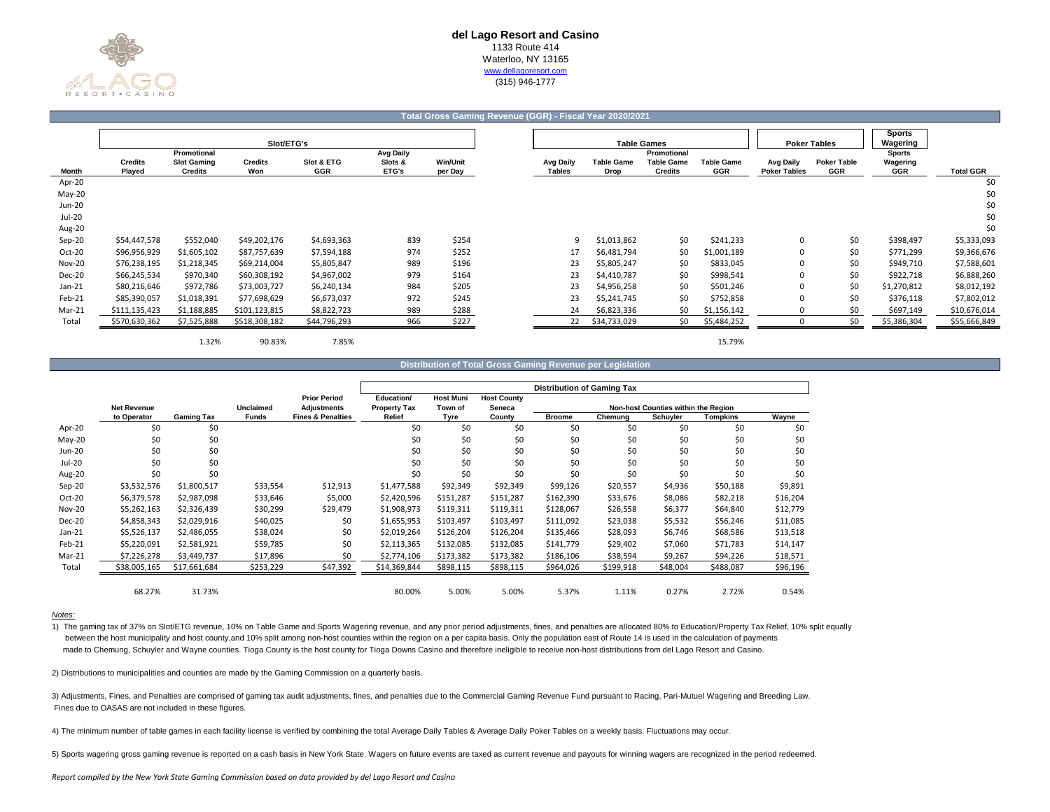**del Lago Resort and Casino**
1133 Route 414
Waterloo, NY 13165
www.dellagoresort.com
(315) 946-1777

## Total Gross Gaming Revenue (GGR) - Fiscal Year 2020/2021

| | Slot/ETG's | | | | | | Table Games | | | | Poker Tables | | Sports Wagering | |
|---|---|---|---|---|---|---|---|---|---|---|---|---|---|---|
| Month | Credits Played | Promotional Slot Gaming Credits | Credits Won | Slot & ETG GGR | Avg Daily Slots & ETG's | Win/Unit per Day | Avg Daily Tables | Table Game Drop | Promotional Table Game Credits | Table Game GGR | Avg Daily Poker Tables | Poker Table GGR | Sports Wagering GGR | Total GGR |
| Apr-20 | | | | | | | | | | | | | | $0 |
| May-20 | | | | | | | | | | | | | | $0 |
| Jun-20 | | | | | | | | | | | | | | $0 |
| Jul-20 | | | | | | | | | | | | | | $0 |
| Aug-20 | | | | | | | | | | | | | | $0 |
| Sep-20 | $54,447,578 | $552,040 | $49,202,176 | $4,693,363 | 839 | $254 | 9 | $1,013,862 | $0 | $241,233 | 0 | $0 | $398,497 | $5,333,093 |
| Oct-20 | $96,956,929 | $1,605,102 | $87,757,639 | $7,594,188 | 974 | $252 | 17 | $6,481,794 | $0 | $1,001,189 | 0 | $0 | $771,299 | $9,366,676 |
| Nov-20 | $76,238,195 | $1,218,345 | $69,214,004 | $5,805,847 | 989 | $196 | 23 | $5,805,247 | $0 | $833,045 | 0 | $0 | $949,710 | $7,588,601 |
| Dec-20 | $66,245,534 | $970,340 | $60,308,192 | $4,967,002 | 979 | $164 | 23 | $4,410,787 | $0 | $998,541 | 0 | $0 | $922,718 | $6,888,260 |
| Jan-21 | $80,216,646 | $972,786 | $73,003,727 | $6,240,134 | 984 | $205 | 23 | $4,956,258 | $0 | $501,246 | 0 | $0 | $1,270,812 | $8,012,192 |
| Feb-21 | $85,390,057 | $1,018,391 | $77,698,629 | $6,673,037 | 972 | $245 | 23 | $5,241,745 | $0 | $752,858 | 0 | $0 | $376,118 | $7,802,012 |
| Mar-21 | $111,135,423 | $1,188,885 | $101,123,815 | $8,822,723 | 989 | $288 | 24 | $6,823,336 | $0 | $1,156,142 | 0 | $0 | $697,149 | $10,676,014 |
| Total | $570,630,362 | $7,525,888 | $518,308,182 | $44,796,293 | 966 | $227 | 22 | $34,733,029 | $0 | $5,484,252 | 0 | $0 | $5,386,304 | $55,666,849 |
| | | 1.32% | 90.83% | 7.85% | | | | | | 15.79% | | | | |

## Distribution of Total Gross Gaming Revenue per Legislation

| | | | | | Distribution of Gaming Tax | | | | | | | |
|---|---|---|---|---|---|---|---|---|---|---|---|---|
| | | | | | | | | Non-host Counties within the Region | | | | |
| | Net Revenue to Operator | Gaming Tax | Unclaimed Funds | Prior Period Adjustments Fines & Penalties | Education/ Property Tax Relief | Host Muni Town of Tyre | Host County Seneca County | Broome | Chemung | Schuyler | Tompkins | Wayne |
| Apr-20 | $0 | $0 | | | $0 | $0 | $0 | $0 | $0 | $0 | $0 | $0 |
| May-20 | $0 | $0 | | | $0 | $0 | $0 | $0 | $0 | $0 | $0 | $0 |
| Jun-20 | $0 | $0 | | | $0 | $0 | $0 | $0 | $0 | $0 | $0 | $0 |
| Jul-20 | $0 | $0 | | | $0 | $0 | $0 | $0 | $0 | $0 | $0 | $0 |
| Aug-20 | $0 | $0 | | | $0 | $0 | $0 | $0 | $0 | $0 | $0 | $0 |
| Sep-20 | $3,532,576 | $1,800,517 | $33,554 | $12,913 | $1,477,588 | $92,349 | $92,349 | $99,126 | $20,557 | $4,936 | $50,188 | $9,891 |
| Oct-20 | $6,379,578 | $2,987,098 | $33,646 | $5,000 | $2,420,596 | $151,287 | $151,287 | $162,390 | $33,676 | $8,086 | $82,218 | $16,204 |
| Nov-20 | $5,262,163 | $2,326,439 | $30,299 | $29,479 | $1,908,973 | $119,311 | $119,311 | $128,067 | $26,558 | $6,377 | $64,840 | $12,779 |
| Dec-20 | $4,858,343 | $2,029,916 | $40,025 | $0 | $1,655,953 | $103,497 | $103,497 | $111,092 | $23,038 | $5,532 | $56,246 | $11,085 |
| Jan-21 | $5,526,137 | $2,486,055 | $38,024 | $0 | $2,019,264 | $126,204 | $126,204 | $135,466 | $28,093 | $6,746 | $68,586 | $13,518 |
| Feb-21 | $5,220,091 | $2,581,921 | $59,785 | $0 | $2,113,365 | $132,085 | $132,085 | $141,779 | $29,402 | $7,060 | $71,783 | $14,147 |
| Mar-21 | $7,226,278 | $3,449,737 | $17,896 | $0 | $2,774,106 | $173,382 | $173,382 | $186,106 | $38,594 | $9,267 | $94,226 | $18,571 |
| Total | $38,005,165 | $17,661,684 | $253,229 | $47,392 | $14,369,844 | $898,115 | $898,115 | $964,026 | $199,918 | $48,004 | $488,087 | $96,196 |
| | 68.27% | 31.73% | | | 80.00% | 5.00% | 5.00% | 5.37% | 1.11% | 0.27% | 2.72% | 0.54% |

*Notes:*

1) The gaming tax of 37% on Slot/ETG revenue, 10% on Table Game and Sports Wagering revenue, and any prior period adjustments, fines, and penalties are allocated 80% to Education/Property Tax Relief, 10% split equally between the host municipality and host county,and 10% split among non-host counties within the region on a per capita basis. Only the population east of Route 14 is used in the calculation of payments made to Chemung, Schuyler and Wayne counties. Tioga County is the host county for Tioga Downs Casino and therefore ineligible to receive non-host distributions from del Lago Resort and Casino.

2) Distributions to municipalities and counties are made by the Gaming Commission on a quarterly basis.

3) Adjustments, Fines, and Penalties are comprised of gaming tax audit adjustments, fines, and penalties due to the Commercial Gaming Revenue Fund pursuant to Racing, Pari-Mutuel Wagering and Breeding Law. Fines due to OASAS are not included in these figures.

4) The minimum number of table games in each facility license is verified by combining the total Average Daily Tables & Average Daily Poker Tables on a weekly basis. Fluctuations may occur.

5) Sports wagering gross gaming revenue is reported on a cash basis in New York State. Wagers on future events are taxed as current revenue and payouts for winning wagers are recognized in the period redeemed.

*Report compiled by the New York State Gaming Commission based on data provided by del Lago Resort and Casino*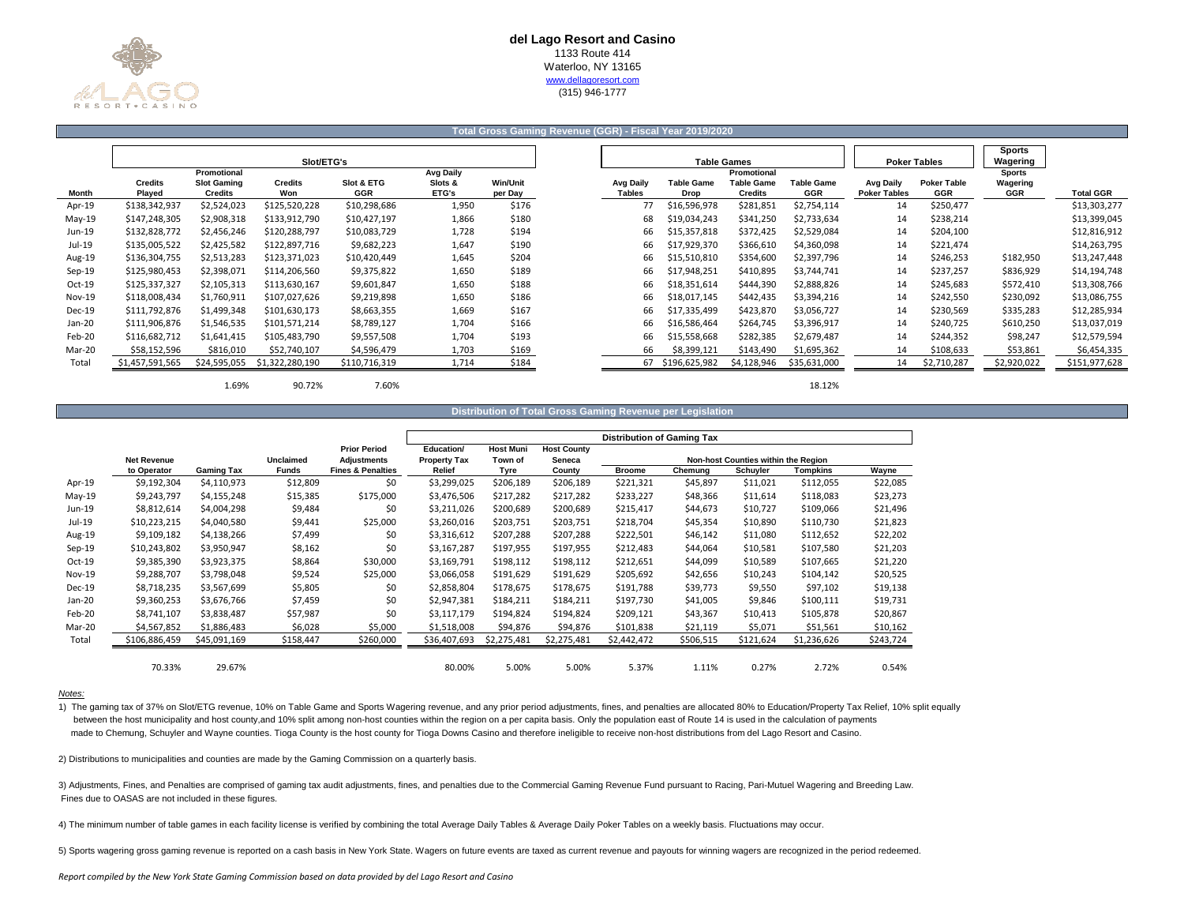# del Lago Resort and Casino

1133 Route 414
Waterloo, NY 13165
www.dellagoresort.com
(315) 946-1777

## Total Gross Gaming Revenue (GGR) - Fiscal Year 2019/2020

| | Slot/ETG's | | | | | | Table Games | | | | Poker Tables | | Sports Wagering | |
|---|---|---|---|---|---|---|---|---|---|---|---|---|---|---|
| Month | Credits Played | Promotional Slot Gaming Credits | Credits Won | Slot & ETG GGR | Avg Daily Slots & ETG's | Win/Unit per Day | Avg Daily Tables | Table Game Drop | Promotional Table Game Credits | Table Game GGR | Avg Daily Poker Tables | Poker Table GGR | Sports Wagering GGR | Total GGR |
| Apr-19 | $138,342,937 | $2,524,023 | $125,520,228 | $10,298,686 | 1,950 | $176 | 77 | $16,596,978 | $281,851 | $2,754,114 | 14 | $250,477 | | $13,303,277 |
| May-19 | $147,248,305 | $2,908,318 | $133,912,790 | $10,427,197 | 1,866 | $180 | 68 | $19,034,243 | $341,250 | $2,733,634 | 14 | $238,214 | | $13,399,045 |
| Jun-19 | $132,828,772 | $2,456,246 | $120,288,797 | $10,083,729 | 1,728 | $194 | 66 | $15,357,818 | $372,425 | $2,529,084 | 14 | $204,100 | | $12,816,912 |
| Jul-19 | $135,005,522 | $2,425,582 | $122,897,716 | $9,682,223 | 1,647 | $190 | 66 | $17,929,370 | $366,610 | $4,360,098 | 14 | $221,474 | | $14,263,795 |
| Aug-19 | $136,304,755 | $2,513,283 | $123,371,023 | $10,420,449 | 1,645 | $204 | 66 | $15,510,810 | $354,600 | $2,397,796 | 14 | $246,253 | $182,950 | $13,247,448 |
| Sep-19 | $125,980,453 | $2,398,071 | $114,206,560 | $9,375,822 | 1,650 | $189 | 66 | $17,948,251 | $410,895 | $3,744,741 | 14 | $237,257 | $836,929 | $14,194,748 |
| Oct-19 | $125,337,327 | $2,105,313 | $113,630,167 | $9,601,847 | 1,650 | $188 | 66 | $18,351,614 | $444,390 | $2,888,826 | 14 | $245,683 | $572,410 | $13,308,766 |
| Nov-19 | $118,008,434 | $1,760,911 | $107,027,626 | $9,219,898 | 1,650 | $186 | 66 | $18,017,145 | $442,435 | $3,394,216 | 14 | $242,550 | $230,092 | $13,086,755 |
| Dec-19 | $111,792,876 | $1,499,348 | $101,630,173 | $8,663,355 | 1,669 | $167 | 66 | $17,335,499 | $423,870 | $3,056,727 | 14 | $230,569 | $335,283 | $12,285,934 |
| Jan-20 | $111,906,876 | $1,546,535 | $101,571,214 | $8,789,127 | 1,704 | $166 | 66 | $16,586,464 | $264,745 | $3,396,917 | 14 | $240,725 | $610,250 | $13,037,019 |
| Feb-20 | $116,682,712 | $1,641,415 | $105,483,790 | $9,557,508 | 1,704 | $193 | 66 | $15,558,668 | $282,385 | $2,679,487 | 14 | $244,352 | $98,247 | $12,579,594 |
| Mar-20 | $58,152,596 | $816,010 | $52,740,107 | $4,596,479 | 1,703 | $169 | 66 | $8,399,121 | $143,490 | $1,695,362 | 14 | $108,633 | $53,861 | $6,454,335 |
| Total | $1,457,591,565 | $24,595,055 | $1,322,280,190 | $110,716,319 | 1,714 | $184 | 67 | $196,625,982 | $4,128,946 | $35,631,000 | 14 | $2,710,287 | $2,920,022 | $151,977,628 |
| | | 1.69% | 90.72% | 7.60% | | | | | | 18.12% | | | | |

## Distribution of Total Gross Gaming Revenue per Legislation

| | | | | | Distribution of Gaming Tax | | | | | | | | |
|---|---|---|---|---|---|---|---|---|---|---|---|---|---|
| | | | | | | | | Non-host Counties within the Region | | | | | |
| | Net Revenue to Operator | Gaming Tax | Unclaimed Funds | Prior Period Adjustments Fines & Penalties | Education/ Property Tax Relief | Host Muni Town of Tyre | Host County Seneca County | Broome | Chemung | Schuyler | Tompkins | Wayne |
| Apr-19 | $9,192,304 | $4,110,973 | $12,809 | $0 | $3,299,025 | $206,189 | $206,189 | $221,321 | $45,897 | $11,021 | $112,055 | $22,085 |
| May-19 | $9,243,797 | $4,155,248 | $15,385 | $175,000 | $3,476,506 | $217,282 | $217,282 | $233,227 | $48,366 | $11,614 | $118,083 | $23,273 |
| Jun-19 | $8,812,614 | $4,004,298 | $9,484 | $0 | $3,211,026 | $200,689 | $200,689 | $215,417 | $44,673 | $10,727 | $109,066 | $21,496 |
| Jul-19 | $10,223,215 | $4,040,580 | $9,441 | $25,000 | $3,260,016 | $203,751 | $203,751 | $218,704 | $45,354 | $10,890 | $110,730 | $21,823 |
| Aug-19 | $9,109,182 | $4,138,266 | $7,499 | $0 | $3,316,612 | $207,288 | $207,288 | $222,501 | $46,142 | $11,080 | $112,652 | $22,202 |
| Sep-19 | $10,243,802 | $3,950,947 | $8,162 | $0 | $3,167,287 | $197,955 | $197,955 | $212,483 | $44,064 | $10,581 | $107,580 | $21,203 |
| Oct-19 | $9,385,390 | $3,923,375 | $8,864 | $30,000 | $3,169,791 | $198,112 | $198,112 | $212,651 | $44,099 | $10,589 | $107,665 | $21,220 |
| Nov-19 | $9,288,707 | $3,798,048 | $9,524 | $25,000 | $3,066,058 | $191,629 | $191,629 | $205,692 | $42,656 | $10,243 | $104,142 | $20,525 |
| Dec-19 | $8,718,235 | $3,567,699 | $5,805 | $0 | $2,858,804 | $178,675 | $178,675 | $191,788 | $39,773 | $9,550 | $97,102 | $19,138 |
| Jan-20 | $9,360,253 | $3,676,766 | $7,459 | $0 | $2,947,381 | $184,211 | $184,211 | $197,730 | $41,005 | $9,846 | $100,111 | $19,731 |
| Feb-20 | $8,741,107 | $3,838,487 | $57,987 | $0 | $3,117,179 | $194,824 | $194,824 | $209,121 | $43,367 | $10,413 | $105,878 | $20,867 |
| Mar-20 | $4,567,852 | $1,886,483 | $6,028 | $5,000 | $1,518,008 | $94,876 | $94,876 | $101,838 | $21,119 | $5,071 | $51,561 | $10,162 |
| Total | $106,886,459 | $45,091,169 | $158,447 | $260,000 | $36,407,693 | $2,275,481 | $2,275,481 | $2,442,472 | $506,515 | $121,624 | $1,236,626 | $243,724 |
| | 70.33% | 29.67% | | | 80.00% | 5.00% | 5.00% | 5.37% | 1.11% | 0.27% | 2.72% | 0.54% |

*Notes:*

1) The gaming tax of 37% on Slot/ETG revenue, 10% on Table Game and Sports Wagering revenue, and any prior period adjustments, fines, and penalties are allocated 80% to Education/Property Tax Relief, 10% split equally between the host municipality and host county,and 10% split among non-host counties within the region on a per capita basis. Only the population east of Route 14 is used in the calculation of payments made to Chemung, Schuyler and Wayne counties. Tioga County is the host county for Tioga Downs Casino and therefore ineligible to receive non-host distributions from del Lago Resort and Casino.

2) Distributions to municipalities and counties are made by the Gaming Commission on a quarterly basis.

3) Adjustments, Fines, and Penalties are comprised of gaming tax audit adjustments, fines, and penalties due to the Commercial Gaming Revenue Fund pursuant to Racing, Pari-Mutuel Wagering and Breeding Law. Fines due to OASAS are not included in these figures.

4) The minimum number of table games in each facility license is verified by combining the total Average Daily Tables & Average Daily Poker Tables on a weekly basis. Fluctuations may occur.

5) Sports wagering gross gaming revenue is reported on a cash basis in New York State. Wagers on future events are taxed as current revenue and payouts for winning wagers are recognized in the period redeemed.

*Report compiled by the New York State Gaming Commission based on data provided by del Lago Resort and Casino*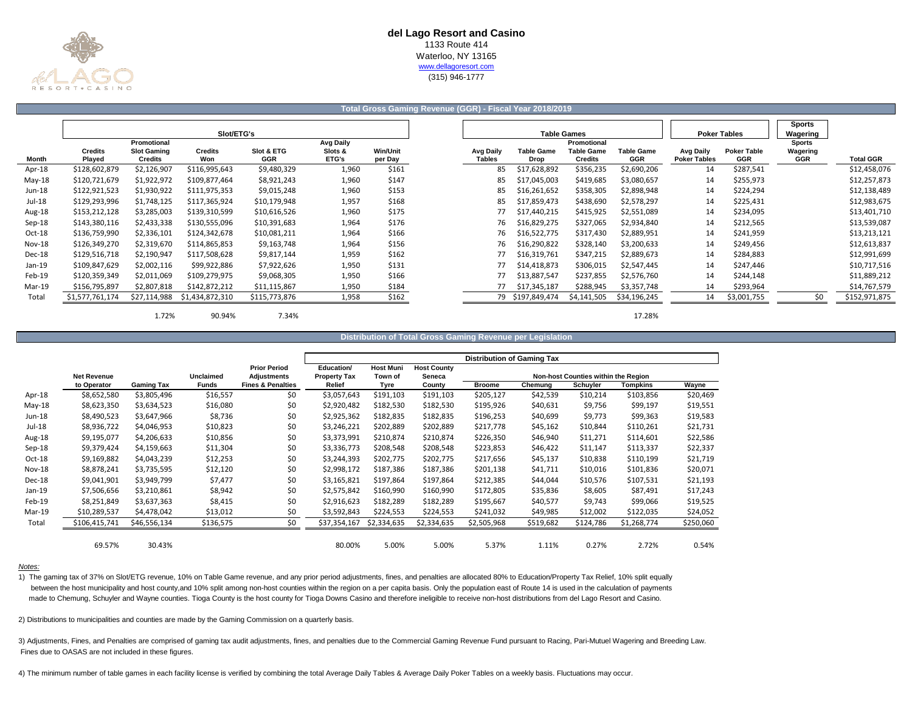**del Lago Resort and Casino**
1133 Route 414
Waterloo, NY 13165
www.dellagoresort.com
(315) 946-1777

## Total Gross Gaming Revenue (GGR) - Fiscal Year 2018/2019

| | Slot/ETG's | | | | | | Table Games | | | | Poker Tables | | Sports Wagering | |
|---|---|---|---|---|---|---|---|---|---|---|---|---|---|---|
| Month | Credits Played | Promotional Slot Gaming Credits | Credits Won | Slot & ETG GGR | Avg Daily Slots & ETG's | Win/Unit per Day | Avg Daily Tables | Table Game Drop | Promotional Table Game Credits | Table Game GGR | Avg Daily Poker Tables | Poker Table GGR | Sports Wagering GGR | Total GGR |
| Apr-18 | $128,602,879 | $2,126,907 | $116,995,643 | $9,480,329 | 1,960 | $161 | 85 | $17,628,892 | $356,235 | $2,690,206 | 14 | $287,541 | | $12,458,076 |
| May-18 | $120,721,679 | $1,922,972 | $109,877,464 | $8,921,243 | 1,960 | $147 | 85 | $17,045,003 | $419,685 | $3,080,657 | 14 | $255,973 | | $12,257,873 |
| Jun-18 | $122,921,523 | $1,930,922 | $111,975,353 | $9,015,248 | 1,960 | $153 | 85 | $16,261,652 | $358,305 | $2,898,948 | 14 | $224,294 | | $12,138,489 |
| Jul-18 | $129,293,996 | $1,748,125 | $117,365,924 | $10,179,948 | 1,957 | $168 | 85 | $17,859,473 | $438,690 | $2,578,297 | 14 | $225,431 | | $12,983,675 |
| Aug-18 | $153,212,128 | $3,285,003 | $139,310,599 | $10,616,526 | 1,960 | $175 | 77 | $17,440,215 | $415,925 | $2,551,089 | 14 | $234,095 | | $13,401,710 |
| Sep-18 | $143,380,116 | $2,433,338 | $130,555,096 | $10,391,683 | 1,964 | $176 | 76 | $16,829,275 | $327,065 | $2,934,840 | 14 | $212,565 | | $13,539,087 |
| Oct-18 | $136,759,990 | $2,336,101 | $124,342,678 | $10,081,211 | 1,964 | $166 | 76 | $16,522,775 | $317,430 | $2,889,951 | 14 | $241,959 | | $13,213,121 |
| Nov-18 | $126,349,270 | $2,319,670 | $114,865,853 | $9,163,748 | 1,964 | $156 | 76 | $16,290,822 | $328,140 | $3,200,633 | 14 | $249,456 | | $12,613,837 |
| Dec-18 | $129,516,718 | $2,190,947 | $117,508,628 | $9,817,144 | 1,959 | $162 | 77 | $16,319,761 | $347,215 | $2,889,673 | 14 | $284,883 | | $12,991,699 |
| Jan-19 | $109,847,629 | $2,002,116 | $99,922,886 | $7,922,626 | 1,950 | $131 | 77 | $14,418,873 | $306,015 | $2,547,445 | 14 | $247,446 | | $10,717,516 |
| Feb-19 | $120,359,349 | $2,011,069 | $109,279,975 | $9,068,305 | 1,950 | $166 | 77 | $13,887,547 | $237,855 | $2,576,760 | 14 | $244,148 | | $11,889,212 |
| Mar-19 | $156,795,897 | $2,807,818 | $142,872,212 | $11,115,867 | 1,950 | $184 | 77 | $17,345,187 | $288,945 | $3,357,748 | 14 | $293,964 | | $14,767,579 |
| Total | $1,577,761,174 | $27,114,988 | $1,434,872,310 | $115,773,876 | 1,958 | $162 | 79 | $197,849,474 | $4,141,505 | $34,196,245 | 14 | $3,001,755 | $0 | $152,971,875 |
| | | 1.72% | 90.94% | 7.34% | | | | | | 17.28% | | | | |

## Distribution of Total Gross Gaming Revenue per Legislation

| | | | | | Distribution of Gaming Tax | | | | | | | |
|---|---|---|---|---|---|---|---|---|---|---|---|---|
| | | | | | | | | Non-host Counties within the Region | | | | |
| | Net Revenue to Operator | Gaming Tax | Unclaimed Funds | Prior Period Adjustments Fines & Penalties | Education/ Property Tax Relief | Host Muni Town of Tyre | Host County Seneca County | Broome | Chemung | Schuyler | Tompkins | Wayne |
| Apr-18 | $8,652,580 | $3,805,496 | $16,557 | $0 | $3,057,643 | $191,103 | $191,103 | $205,127 | $42,539 | $10,214 | $103,856 | $20,469 |
| May-18 | $8,623,350 | $3,634,523 | $16,080 | $0 | $2,920,482 | $182,530 | $182,530 | $195,926 | $40,631 | $9,756 | $99,197 | $19,551 |
| Jun-18 | $8,490,523 | $3,647,966 | $8,736 | $0 | $2,925,362 | $182,835 | $182,835 | $196,253 | $40,699 | $9,773 | $99,363 | $19,583 |
| Jul-18 | $8,936,722 | $4,046,953 | $10,823 | $0 | $3,246,221 | $202,889 | $202,889 | $217,778 | $45,162 | $10,844 | $110,261 | $21,731 |
| Aug-18 | $9,195,077 | $4,206,633 | $10,856 | $0 | $3,373,991 | $210,874 | $210,874 | $226,350 | $46,940 | $11,271 | $114,601 | $22,586 |
| Sep-18 | $9,379,424 | $4,159,663 | $11,304 | $0 | $3,336,773 | $208,548 | $208,548 | $223,853 | $46,422 | $11,147 | $113,337 | $22,337 |
| Oct-18 | $9,169,882 | $4,043,239 | $12,253 | $0 | $3,244,393 | $202,775 | $202,775 | $217,656 | $45,137 | $10,838 | $110,199 | $21,719 |
| Nov-18 | $8,878,241 | $3,735,595 | $12,120 | $0 | $2,998,172 | $187,386 | $187,386 | $201,138 | $41,711 | $10,016 | $101,836 | $20,071 |
| Dec-18 | $9,041,901 | $3,949,799 | $7,477 | $0 | $3,165,821 | $197,864 | $197,864 | $212,385 | $44,044 | $10,576 | $107,531 | $21,193 |
| Jan-19 | $7,506,656 | $3,210,861 | $8,942 | $0 | $2,575,842 | $160,990 | $160,990 | $172,805 | $35,836 | $8,605 | $87,491 | $17,243 |
| Feb-19 | $8,251,849 | $3,637,363 | $8,415 | $0 | $2,916,623 | $182,289 | $182,289 | $195,667 | $40,577 | $9,743 | $99,066 | $19,525 |
| Mar-19 | $10,289,537 | $4,478,042 | $13,012 | $0 | $3,592,843 | $224,553 | $224,553 | $241,032 | $49,985 | $12,002 | $122,035 | $24,052 |
| Total | $106,415,741 | $46,556,134 | $136,575 | $0 | $37,354,167 | $2,334,635 | $2,334,635 | $2,505,968 | $519,682 | $124,786 | $1,268,774 | $250,060 |
| | 69.57% | 30.43% | | | 80.00% | 5.00% | 5.00% | 5.37% | 1.11% | 0.27% | 2.72% | 0.54% |

*Notes:*

1) The gaming tax of 37% on Slot/ETG revenue, 10% on Table Game revenue, and any prior period adjustments, fines, and penalties are allocated 80% to Education/Property Tax Relief, 10% split equally between the host municipality and host county,and 10% split among non-host counties within the region on a per capita basis. Only the population east of Route 14 is used in the calculation of payments made to Chemung, Schuyler and Wayne counties. Tioga County is the host county for Tioga Downs Casino and therefore ineligible to receive non-host distributions from del Lago Resort and Casino.

2) Distributions to municipalities and counties are made by the Gaming Commission on a quarterly basis.

3) Adjustments, Fines, and Penalties are comprised of gaming tax audit adjustments, fines, and penalties due to the Commercial Gaming Revenue Fund pursuant to Racing, Pari-Mutuel Wagering and Breeding Law. Fines due to OASAS are not included in these figures.

4) The minimum number of table games in each facility license is verified by combining the total Average Daily Tables & Average Daily Poker Tables on a weekly basis. Fluctuations may occur.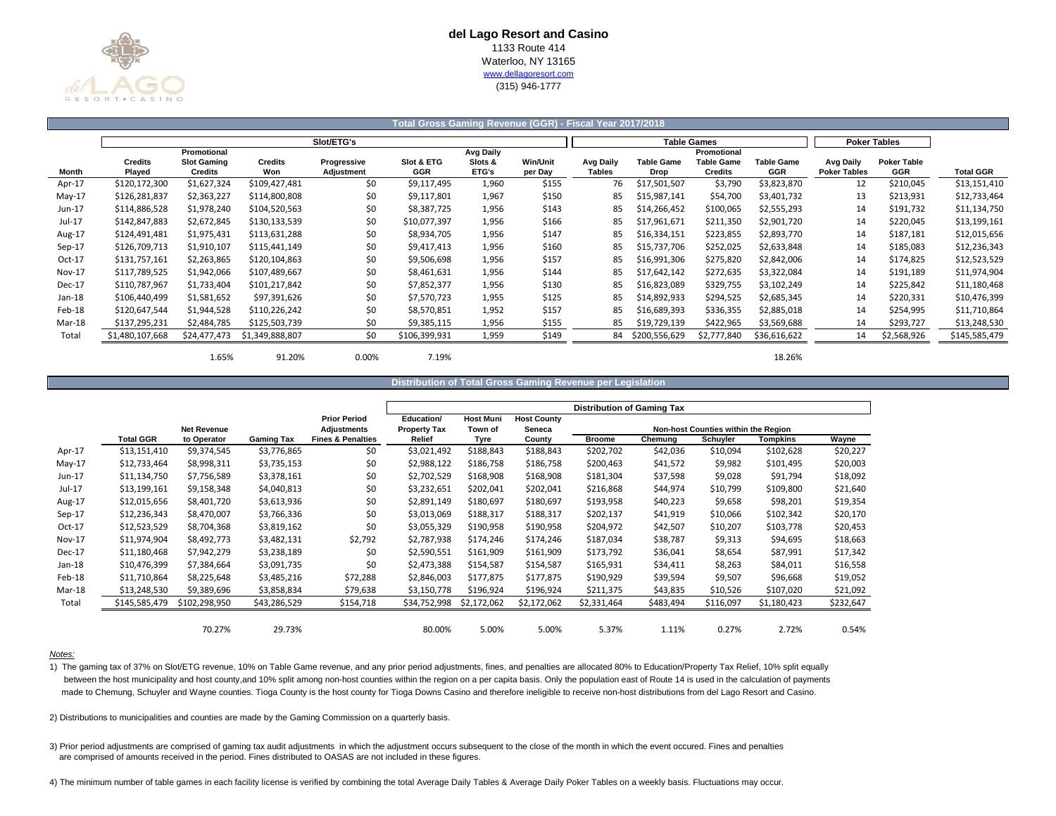# del Lago Resort and Casino

1133 Route 414
Waterloo, NY 13165
www.dellagoresort.com
(315) 946-1777

## Total Gross Gaming Revenue (GGR) - Fiscal Year 2017/2018

| | Slot/ETG's | | | | | | | Table Games | | | | Poker Tables | | |
|---|---|---|---|---|---|---|---|---|---|---|---|---|---|---|
| Month | Credits Played | Promotional Slot Gaming Credits | Credits Won | Progressive Adjustment | Slot & ETG GGR | Avg Daily Slots & ETG's | Win/Unit per Day | Avg Daily Tables | Table Game Drop | Promotional Table Game Credits | Table Game GGR | Avg Daily Poker Tables | Poker Table GGR | Total GGR |
| Apr-17 | $120,172,300 | $1,627,324 | $109,427,481 | $0 | $9,117,495 | 1,960 | $155 | 76 | $17,501,507 | $3,790 | $3,823,870 | 12 | $210,045 | $13,151,410 |
| May-17 | $126,281,837 | $2,363,227 | $114,800,808 | $0 | $9,117,801 | 1,967 | $150 | 85 | $15,987,141 | $54,700 | $3,401,732 | 13 | $213,931 | $12,733,464 |
| Jun-17 | $114,886,528 | $1,978,240 | $104,520,563 | $0 | $8,387,725 | 1,956 | $143 | 85 | $14,266,452 | $100,065 | $2,555,293 | 14 | $191,732 | $11,134,750 |
| Jul-17 | $142,847,883 | $2,672,845 | $130,133,539 | $0 | $10,077,397 | 1,956 | $166 | 85 | $17,961,671 | $211,350 | $2,901,720 | 14 | $220,045 | $13,199,161 |
| Aug-17 | $124,491,481 | $1,975,431 | $113,631,288 | $0 | $8,934,705 | 1,956 | $147 | 85 | $16,334,151 | $223,855 | $2,893,770 | 14 | $187,181 | $12,015,656 |
| Sep-17 | $126,709,713 | $1,910,107 | $115,441,149 | $0 | $9,417,413 | 1,956 | $160 | 85 | $15,737,706 | $252,025 | $2,633,848 | 14 | $185,083 | $12,236,343 |
| Oct-17 | $131,757,161 | $2,263,865 | $120,104,863 | $0 | $9,506,698 | 1,956 | $157 | 85 | $16,991,306 | $275,820 | $2,842,006 | 14 | $174,825 | $12,523,529 |
| Nov-17 | $117,789,525 | $1,942,066 | $107,489,667 | $0 | $8,461,631 | 1,956 | $144 | 85 | $17,642,142 | $272,635 | $3,322,084 | 14 | $191,189 | $11,974,904 |
| Dec-17 | $110,787,967 | $1,733,404 | $101,217,842 | $0 | $7,852,377 | 1,956 | $130 | 85 | $16,823,089 | $329,755 | $3,102,249 | 14 | $225,842 | $11,180,468 |
| Jan-18 | $106,440,499 | $1,581,652 | $97,391,626 | $0 | $7,570,723 | 1,955 | $125 | 85 | $14,892,933 | $294,525 | $2,685,345 | 14 | $220,331 | $10,476,399 |
| Feb-18 | $120,647,544 | $1,944,528 | $110,226,242 | $0 | $8,570,851 | 1,952 | $157 | 85 | $16,689,393 | $336,355 | $2,885,018 | 14 | $254,995 | $11,710,864 |
| Mar-18 | $137,295,231 | $2,484,785 | $125,503,739 | $0 | $9,385,115 | 1,956 | $155 | 85 | $19,729,139 | $422,965 | $3,569,688 | 14 | $293,727 | $13,248,530 |
| Total | $1,480,107,668 | $24,477,473 | $1,349,888,807 | $0 | $106,399,931 | 1,959 | $149 | 84 | $200,556,629 | $2,777,840 | $36,616,622 | 14 | $2,568,926 | $145,585,479 |
| | | 1.65% | 91.20% | 0.00% | 7.19% | | | | | | 18.26% | | | |

## Distribution of Total Gross Gaming Revenue per Legislation

| | | | | | Distribution of Gaming Tax | | | | | | | | |
|---|---|---|---|---|---|---|---|---|---|---|---|---|---|
| | | | | | | | | Non-host Counties within the Region | | | | | |
| | Total GGR | Net Revenue to Operator | Gaming Tax | Prior Period Adjustments Fines & Penalties | Education/ Property Tax Relief | Host Muni Town of Tyre | Host County Seneca County | Broome | Chemung | Schuyler | Tompkins | Wayne |
| Apr-17 | $13,151,410 | $9,374,545 | $3,776,865 | $0 | $3,021,492 | $188,843 | $188,843 | $202,702 | $42,036 | $10,094 | $102,628 | $20,227 |
| May-17 | $12,733,464 | $8,998,311 | $3,735,153 | $0 | $2,988,122 | $186,758 | $186,758 | $200,463 | $41,572 | $9,982 | $101,495 | $20,003 |
| Jun-17 | $11,134,750 | $7,756,589 | $3,378,161 | $0 | $2,702,529 | $168,908 | $168,908 | $181,304 | $37,598 | $9,028 | $91,794 | $18,092 |
| Jul-17 | $13,199,161 | $9,158,348 | $4,040,813 | $0 | $3,232,651 | $202,041 | $202,041 | $216,868 | $44,974 | $10,799 | $109,800 | $21,640 |
| Aug-17 | $12,015,656 | $8,401,720 | $3,613,936 | $0 | $2,891,149 | $180,697 | $180,697 | $193,958 | $40,223 | $9,658 | $98,201 | $19,354 |
| Sep-17 | $12,236,343 | $8,470,007 | $3,766,336 | $0 | $3,013,069 | $188,317 | $188,317 | $202,137 | $41,919 | $10,066 | $102,342 | $20,170 |
| Oct-17 | $12,523,529 | $8,704,368 | $3,819,162 | $0 | $3,055,329 | $190,958 | $190,958 | $204,972 | $42,507 | $10,207 | $103,778 | $20,453 |
| Nov-17 | $11,974,904 | $8,492,773 | $3,482,131 | $2,792 | $2,787,938 | $174,246 | $174,246 | $187,034 | $38,787 | $9,313 | $94,695 | $18,663 |
| Dec-17 | $11,180,468 | $7,942,279 | $3,238,189 | $0 | $2,590,551 | $161,909 | $161,909 | $173,792 | $36,041 | $8,654 | $87,991 | $17,342 |
| Jan-18 | $10,476,399 | $7,384,664 | $3,091,735 | $0 | $2,473,388 | $154,587 | $154,587 | $165,931 | $34,411 | $8,263 | $84,011 | $16,558 |
| Feb-18 | $11,710,864 | $8,225,648 | $3,485,216 | $72,288 | $2,846,003 | $177,875 | $177,875 | $190,929 | $39,594 | $9,507 | $96,668 | $19,052 |
| Mar-18 | $13,248,530 | $9,389,696 | $3,858,834 | $79,638 | $3,150,778 | $196,924 | $196,924 | $211,375 | $43,835 | $10,526 | $107,020 | $21,092 |
| Total | $145,585,479 | $102,298,950 | $43,286,529 | $154,718 | $34,752,998 | $2,172,062 | $2,172,062 | $2,331,464 | $483,494 | $116,097 | $1,180,423 | $232,647 |
| | | 70.27% | 29.73% | | 80.00% | 5.00% | 5.00% | 5.37% | 1.11% | 0.27% | 2.72% | 0.54% |

*Notes:*

1) The gaming tax of 37% on Slot/ETG revenue, 10% on Table Game revenue, and any prior period adjustments, fines, and penalties are allocated 80% to Education/Property Tax Relief, 10% split equally between the host municipality and host county,and 10% split among non-host counties within the region on a per capita basis. Only the population east of Route 14 is used in the calculation of payments made to Chemung, Schuyler and Wayne counties. Tioga County is the host county for Tioga Downs Casino and therefore ineligible to receive non-host distributions from del Lago Resort and Casino.

2) Distributions to municipalities and counties are made by the Gaming Commission on a quarterly basis.

3) Prior period adjustments are comprised of gaming tax audit adjustments in which the adjustment occurs subsequent to the close of the month in which the event occured. Fines and penalties are comprised of amounts received in the period. Fines distributed to OASAS are not included in these figures.

4) The minimum number of table games in each facility license is verified by combining the total Average Daily Tables & Average Daily Poker Tables on a weekly basis. Fluctuations may occur.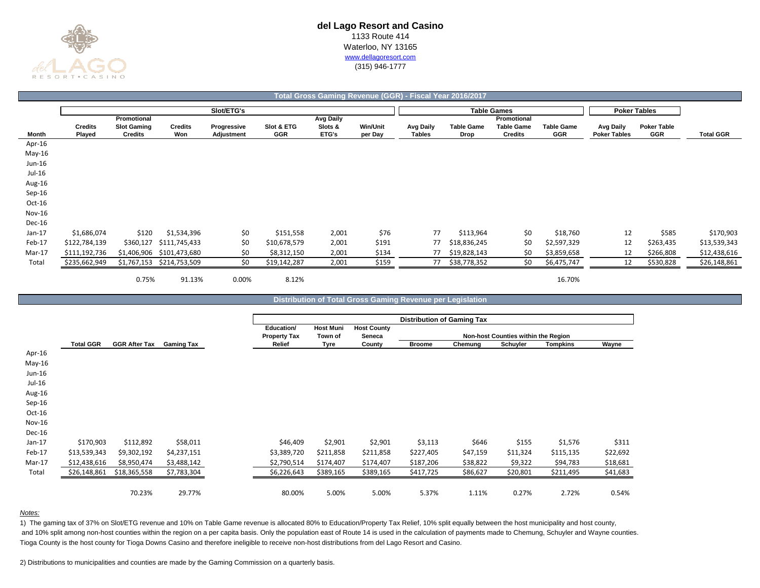# del Lago Resort and Casino

1133 Route 414
Waterloo, NY 13165
www.dellagoresort.com
(315) 946-1777

## Total Gross Gaming Revenue (GGR) - Fiscal Year 2016/2017

| | Slot/ETG's | | | | | | | Table Games | | | | Poker Tables | | |
|---|---|---|---|---|---|---|---|---|---|---|---|---|---|---|
| Month | Credits Played | Promotional Slot Gaming Credits | Credits Won | Progressive Adjustment | Slot & ETG GGR | Avg Daily Slots & ETG's | Win/Unit per Day | Avg Daily Tables | Table Game Drop | Promotional Table Game Credits | Table Game GGR | Avg Daily Poker Tables | Poker Table GGR | Total GGR |
| Apr-16 | | | | | | | | | | | | | | |
| May-16 | | | | | | | | | | | | | | |
| Jun-16 | | | | | | | | | | | | | | |
| Jul-16 | | | | | | | | | | | | | | |
| Aug-16 | | | | | | | | | | | | | | |
| Sep-16 | | | | | | | | | | | | | | |
| Oct-16 | | | | | | | | | | | | | | |
| Nov-16 | | | | | | | | | | | | | | |
| Dec-16 | | | | | | | | | | | | | | |
| Jan-17 | $1,686,074 | $120 | $1,534,396 | $0 | $151,558 | 2,001 | $76 | 77 | $113,964 | $0 | $18,760 | 12 | $585 | $170,903 |
| Feb-17 | $122,784,139 | $360,127 | $111,745,433 | $0 | $10,678,579 | 2,001 | $191 | 77 | $18,836,245 | $0 | $2,597,329 | 12 | $263,435 | $13,539,343 |
| Mar-17 | $111,192,736 | $1,406,906 | $101,473,680 | $0 | $8,312,150 | 2,001 | $134 | 77 | $19,828,143 | $0 | $3,859,658 | 12 | $266,808 | $12,438,616 |
| Total | $235,662,949 | $1,767,153 | $214,753,509 | $0 | $19,142,287 | 2,001 | $159 | 77 | $38,778,352 | $0 | $6,475,747 | 12 | $530,828 | $26,148,861 |
| | | 0.75% | 91.13% | 0.00% | 8.12% | | | | | | 16.70% | | | |

## Distribution of Total Gross Gaming Revenue per Legislation

| | | | | Distribution of Gaming Tax | | | | | | | |
|---|---|---|---|---|---|---|---|---|---|---|---|
| | | | | Education/ Property Tax Relief | Host Muni Town of Tyre | Host County Seneca County | Non-host Counties within the Region | | | | |
| Month | Total GGR | GGR After Tax | Gaming Tax | | | | Broome | Chemung | Schuyler | Tompkins | Wayne |
| Apr-16 | | | | | | | | | | | |
| May-16 | | | | | | | | | | | |
| Jun-16 | | | | | | | | | | | |
| Jul-16 | | | | | | | | | | | |
| Aug-16 | | | | | | | | | | | |
| Sep-16 | | | | | | | | | | | |
| Oct-16 | | | | | | | | | | | |
| Nov-16 | | | | | | | | | | | |
| Dec-16 | | | | | | | | | | | |
| Jan-17 | $170,903 | $112,892 | $58,011 | $46,409 | $2,901 | $2,901 | $3,113 | $646 | $155 | $1,576 | $311 |
| Feb-17 | $13,539,343 | $9,302,192 | $4,237,151 | $3,389,720 | $211,858 | $211,858 | $227,405 | $47,159 | $11,324 | $115,135 | $22,692 |
| Mar-17 | $12,438,616 | $8,950,474 | $3,488,142 | $2,790,514 | $174,407 | $174,407 | $187,206 | $38,822 | $9,322 | $94,783 | $18,681 |
| Total | $26,148,861 | $18,365,558 | $7,783,304 | $6,226,643 | $389,165 | $389,165 | $417,725 | $86,627 | $20,801 | $211,495 | $41,683 |
| | | 70.23% | 29.77% | 80.00% | 5.00% | 5.00% | 5.37% | 1.11% | 0.27% | 2.72% | 0.54% |

*Notes:*

1) The gaming tax of 37% on Slot/ETG revenue and 10% on Table Game revenue is allocated 80% to Education/Property Tax Relief, 10% split equally between the host municipality and host county, and 10% split among non-host counties within the region on a per capita basis. Only the population east of Route 14 is used in the calculation of payments made to Chemung, Schuyler and Wayne counties. Tioga County is the host county for Tioga Downs Casino and therefore ineligible to receive non-host distributions from del Lago Resort and Casino.

2) Distributions to municipalities and counties are made by the Gaming Commission on a quarterly basis.